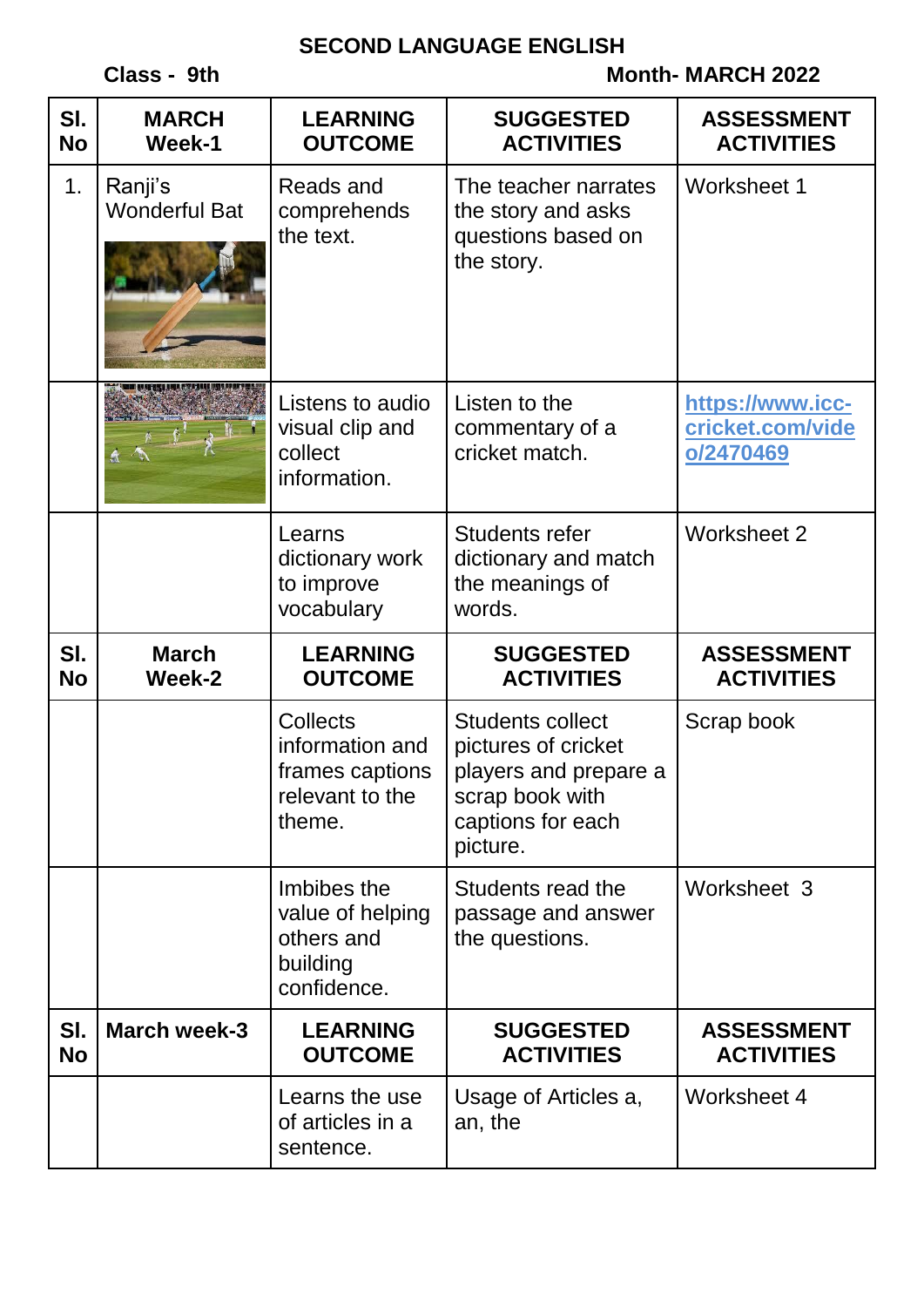# SECOND LANGUAGE ENGLISH

**Class - 9th** **Month- MARCH 2022**

| Sl. No | MARCH Week-1 | LEARNING OUTCOME | SUGGESTED ACTIVITIES | ASSESSMENT ACTIVITIES |
|---|---|---|---|---|
| 1. | Ranji's Wonderful Bat | Reads and comprehends the text. | The teacher narrates the story and asks questions based on the story. | Worksheet 1 |
| | | Listens to audio visual clip and collect information. | Listen to the commentary of a cricket match. | https://www.icc-cricket.com/video/2470469 |
| | | Learns dictionary work to improve vocabulary | Students refer dictionary and match the meanings of words. | Worksheet 2 |
| **Sl. No** | **March Week-2** | **LEARNING OUTCOME** | **SUGGESTED ACTIVITIES** | **ASSESSMENT ACTIVITIES** |
| | | Collects information and frames captions relevant to the theme. | Students collect pictures of cricket players and prepare a scrap book with captions for each picture. | Scrap book |
| | | Imbibes the value of helping others and building confidence. | Students read the passage and answer the questions. | Worksheet 3 |
| **Sl. No** | **March week-3** | **LEARNING OUTCOME** | **SUGGESTED ACTIVITIES** | **ASSESSMENT ACTIVITIES** |
| | | Learns the use of articles in a sentence. | Usage of Articles a, an, the | Worksheet 4 |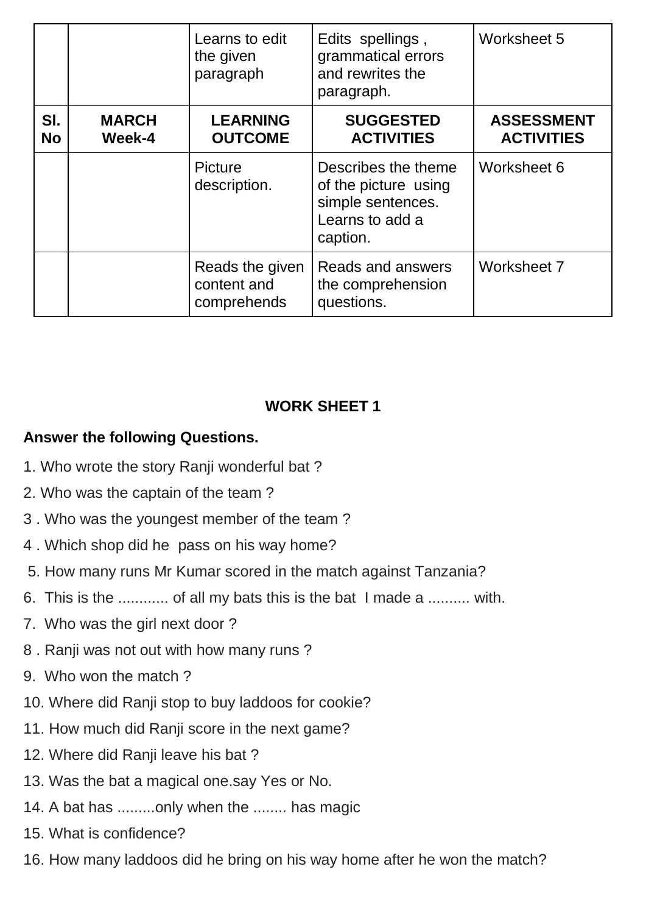| | | Learns to edit the given paragraph | Edits spellings , grammatical errors and rewrites the paragraph. | Worksheet 5 |
|---|---|---|---|---|
| **Sl. No** | **MARCH Week-4** | **LEARNING OUTCOME** | **SUGGESTED ACTIVITIES** | **ASSESSMENT ACTIVITIES** |
| | | Picture description. | Describes the theme of the picture using simple sentences. Learns to add a caption. | Worksheet 6 |
| | | Reads the given content and comprehends | Reads and answers the comprehension questions. | Worksheet 7 |

## WORK SHEET 1

**Answer the following Questions.**

1. Who wrote the story Ranji wonderful bat ?
2. Who was the captain of the team ?
3. Who was the youngest member of the team ?
4. Which shop did he pass on his way home?
5. How many runs Mr Kumar scored in the match against Tanzania?
6. This is the ............ of all my bats this is the bat I made a .......... with.
7. Who was the girl next door ?
8. Ranji was not out with how many runs ?
9. Who won the match ?
10. Where did Ranji stop to buy laddoos for cookie?
11. How much did Ranji score in the next game?
12. Where did Ranji leave his bat ?
13. Was the bat a magical one.say Yes or No.
14. A bat has .........only when the ........ has magic
15. What is confidence?
16. How many laddoos did he bring on his way home after he won the match?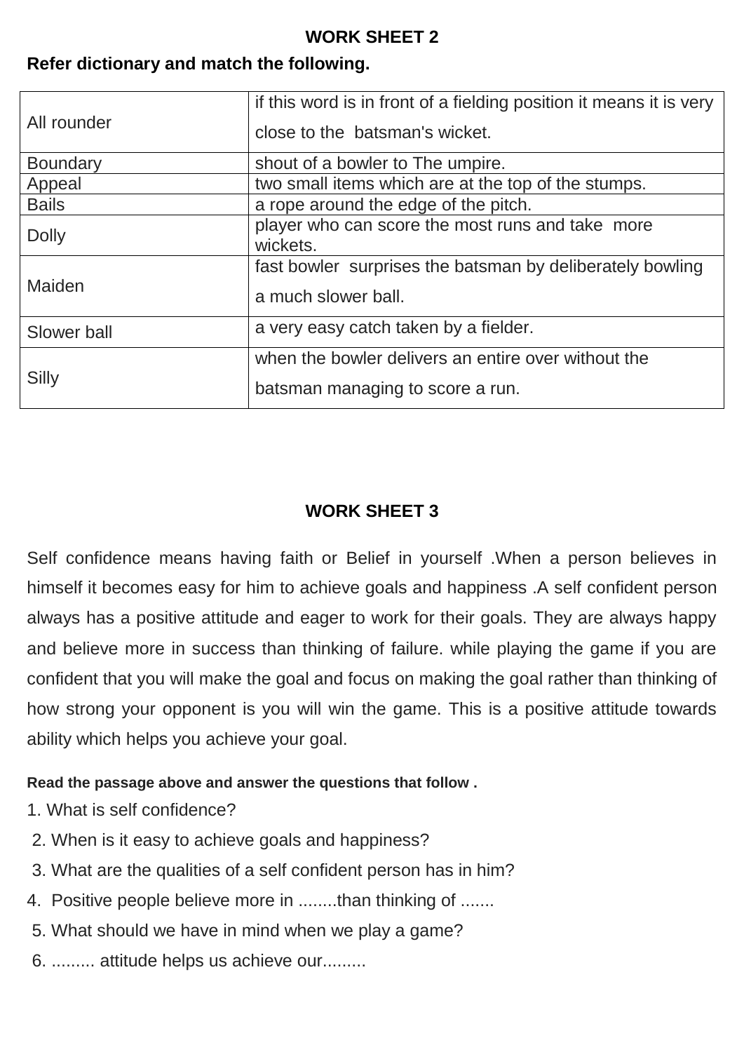## WORK SHEET 2

**Refer dictionary and match the following.**

| | |
|---|---|
| All rounder | if this word is in front of a fielding position it means it is very close to the batsman's wicket. |
| Boundary | shout of a bowler to The umpire. |
| Appeal | two small items which are at the top of the stumps. |
| Bails | a rope around the edge of the pitch. |
| Dolly | player who can score the most runs and take more wickets. |
| Maiden | fast bowler surprises the batsman by deliberately bowling a much slower ball. |
| Slower ball | a very easy catch taken by a fielder. |
| Silly | when the bowler delivers an entire over without the batsman managing to score a run. |

## WORK SHEET 3

Self confidence means having faith or Belief in yourself .When a person believes in himself it becomes easy for him to achieve goals and happiness .A self confident person always has a positive attitude and eager to work for their goals. They are always happy and believe more in success than thinking of failure. while playing the game if you are confident that you will make the goal and focus on making the goal rather than thinking of how strong your opponent is you will win the game. This is a positive attitude towards ability which helps you achieve your goal.

**Read the passage above and answer the questions that follow .**

1. What is self confidence?
2. When is it easy to achieve goals and happiness?
3. What are the qualities of a self confident person has in him?
4. Positive people believe more in ........than thinking of .......
5. What should we have in mind when we play a game?
6. ......... attitude helps us achieve our.........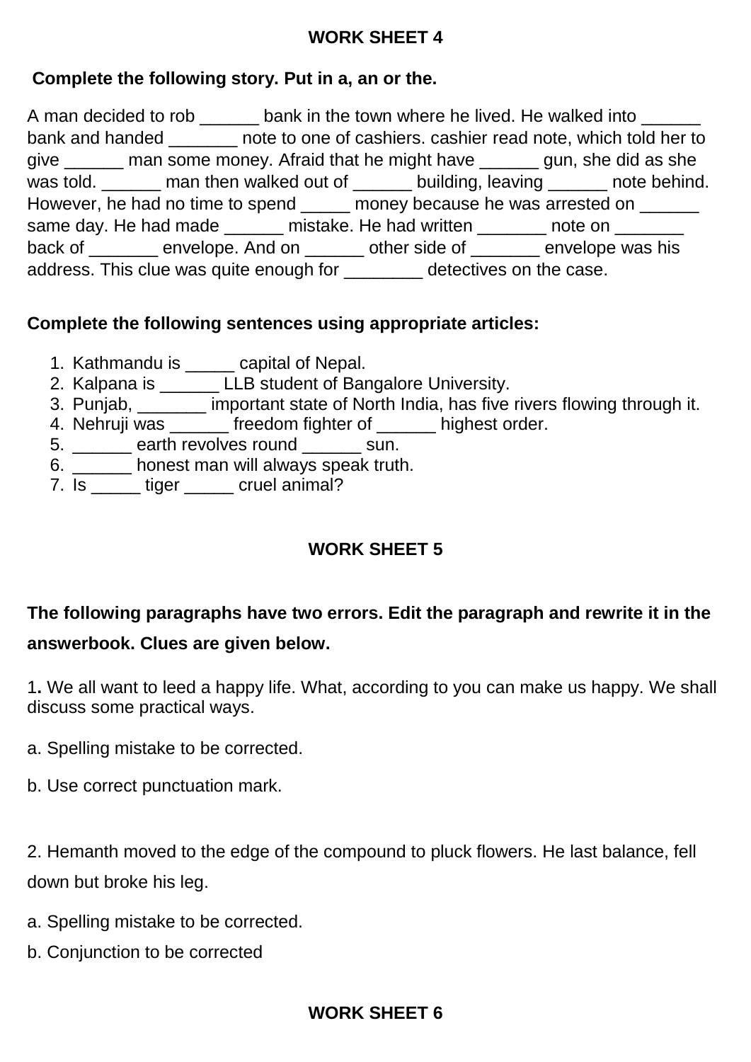## WORK SHEET 4

**Complete the following story. Put in a, an or the.**

A man decided to rob ______ bank in the town where he lived. He walked into ______ bank and handed _______ note to one of cashiers. cashier read note, which told her to give ______ man some money. Afraid that he might have ______ gun, she did as she was told. ______ man then walked out of ______ building, leaving ______ note behind. However, he had no time to spend _____ money because he was arrested on ______ same day. He had made ______ mistake. He had written _______ note on _______ back of _______ envelope. And on ______ other side of _______ envelope was his address. This clue was quite enough for ________ detectives on the case.

**Complete the following sentences using appropriate articles:**

1. Kathmandu is _____ capital of Nepal.
2. Kalpana is ______ LLB student of Bangalore University.
3. Punjab, _______ important state of North India, has five rivers flowing through it.
4. Nehruji was ______ freedom fighter of ______ highest order.
5. ______ earth revolves round ______ sun.
6. ______ honest man will always speak truth.
7. Is _____ tiger _____ cruel animal?

## WORK SHEET 5

**The following paragraphs have two errors. Edit the paragraph and rewrite it in the answerbook. Clues are given below.**

1**.** We all want to leed a happy life. What, according to you can make us happy. We shall discuss some practical ways.

a. Spelling mistake to be corrected.

b. Use correct punctuation mark.

2. Hemanth moved to the edge of the compound to pluck flowers. He last balance, fell down but broke his leg.

a. Spelling mistake to be corrected.

b. Conjunction to be corrected

## WORK SHEET 6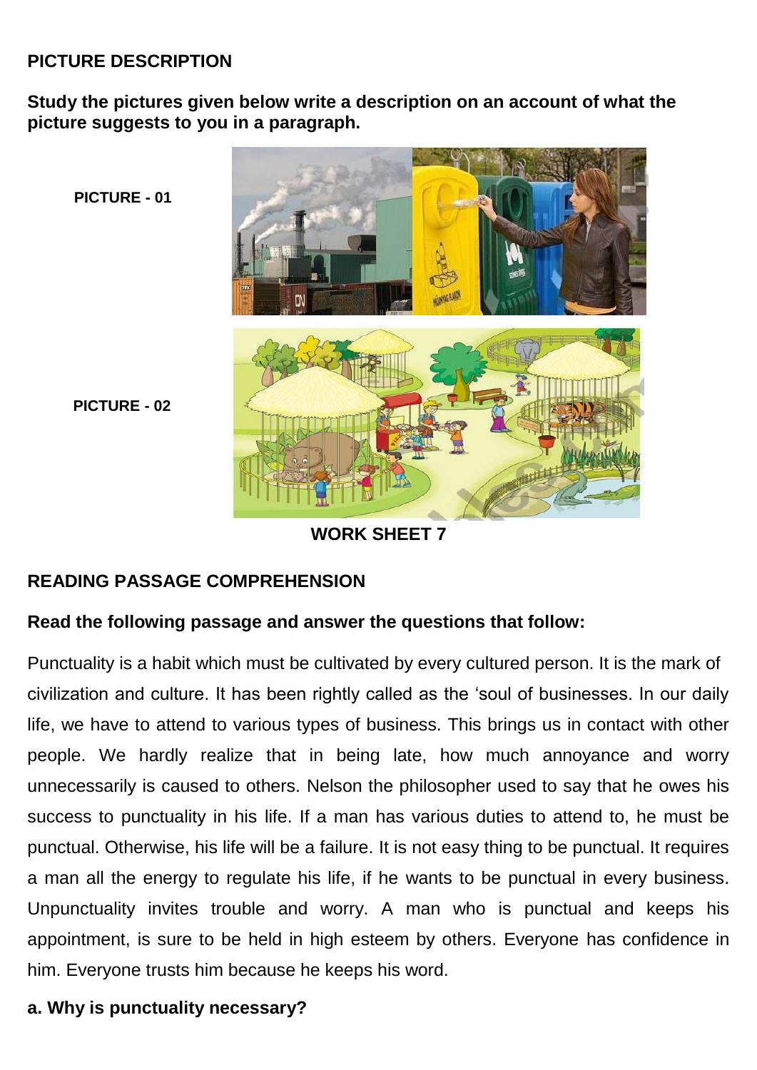**PICTURE DESCRIPTION**

**Study the pictures given below write a description on an account of what the picture suggests to you in a paragraph.**

**PICTURE - 01**

**PICTURE - 02**

**WORK SHEET 7**

**READING PASSAGE COMPREHENSION**

**Read the following passage and answer the questions that follow:**

Punctuality is a habit which must be cultivated by every cultured person. It is the mark of civilization and culture. It has been rightly called as the 'soul of businesses. In our daily life, we have to attend to various types of business. This brings us in contact with other people. We hardly realize that in being late, how much annoyance and worry unnecessarily is caused to others. Nelson the philosopher used to say that he owes his success to punctuality in his life. If a man has various duties to attend to, he must be punctual. Otherwise, his life will be a failure. It is not easy thing to be punctual. It requires a man all the energy to regulate his life, if he wants to be punctual in every business. Unpunctuality invites trouble and worry. A man who is punctual and keeps his appointment, is sure to be held in high esteem by others. Everyone has confidence in him. Everyone trusts him because he keeps his word.

**a. Why is punctuality necessary?**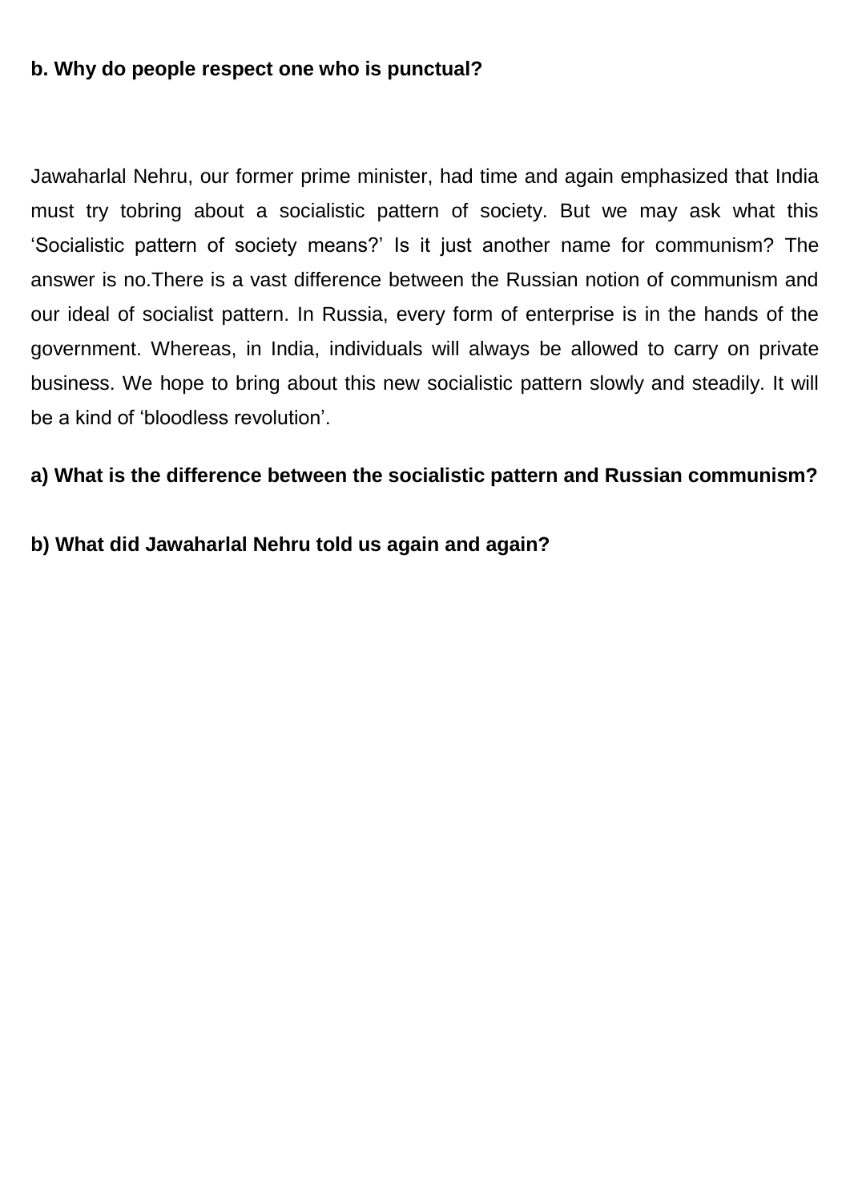**b. Why do people respect one who is punctual?**

Jawaharlal Nehru, our former prime minister, had time and again emphasized that India must try tobring about a socialistic pattern of society. But we may ask what this 'Socialistic pattern of society means?' Is it just another name for communism? The answer is no.There is a vast difference between the Russian notion of communism and our ideal of socialist pattern. In Russia, every form of enterprise is in the hands of the government. Whereas, in India, individuals will always be allowed to carry on private business. We hope to bring about this new socialistic pattern slowly and steadily. It will be a kind of 'bloodless revolution'.

**a) What is the difference between the socialistic pattern and Russian communism?**

**b) What did Jawaharlal Nehru told us again and again?**